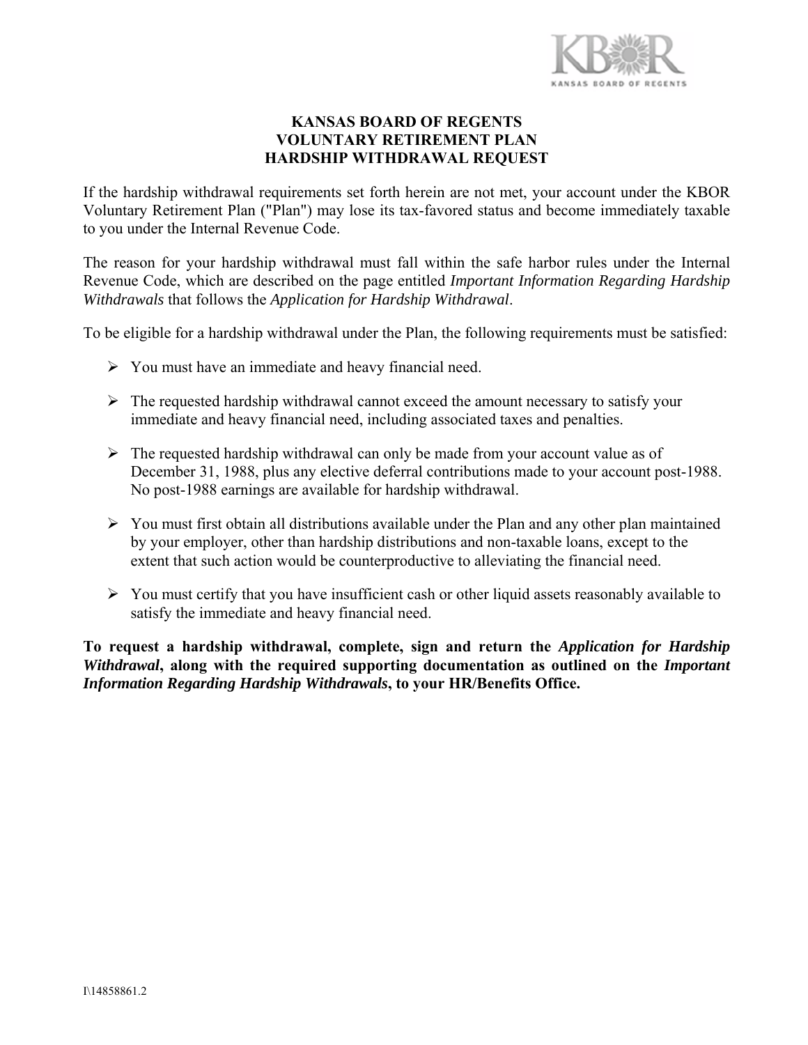# KANSAS BOARD OF REGENTS
# VOLUNTARY RETIREMENT PLAN
# HARDSHIP WITHDRAWAL REQUEST

If the hardship withdrawal requirements set forth herein are not met, your account under the KBOR Voluntary Retirement Plan ("Plan") may lose its tax-favored status and become immediately taxable to you under the Internal Revenue Code.

The reason for your hardship withdrawal must fall within the safe harbor rules under the Internal Revenue Code, which are described on the page entitled *Important Information Regarding Hardship Withdrawals* that follows the *Application for Hardship Withdrawal*.

To be eligible for a hardship withdrawal under the Plan, the following requirements must be satisfied:

- You must have an immediate and heavy financial need.
- The requested hardship withdrawal cannot exceed the amount necessary to satisfy your immediate and heavy financial need, including associated taxes and penalties.
- The requested hardship withdrawal can only be made from your account value as of December 31, 1988, plus any elective deferral contributions made to your account post-1988. No post-1988 earnings are available for hardship withdrawal.
- You must first obtain all distributions available under the Plan and any other plan maintained by your employer, other than hardship distributions and non-taxable loans, except to the extent that such action would be counterproductive to alleviating the financial need.
- You must certify that you have insufficient cash or other liquid assets reasonably available to satisfy the immediate and heavy financial need.

**To request a hardship withdrawal, complete, sign and return the *Application for Hardship Withdrawal*, along with the required supporting documentation as outlined on the *Important Information Regarding Hardship Withdrawals*, to your HR/Benefits Office.**

I\14858861.2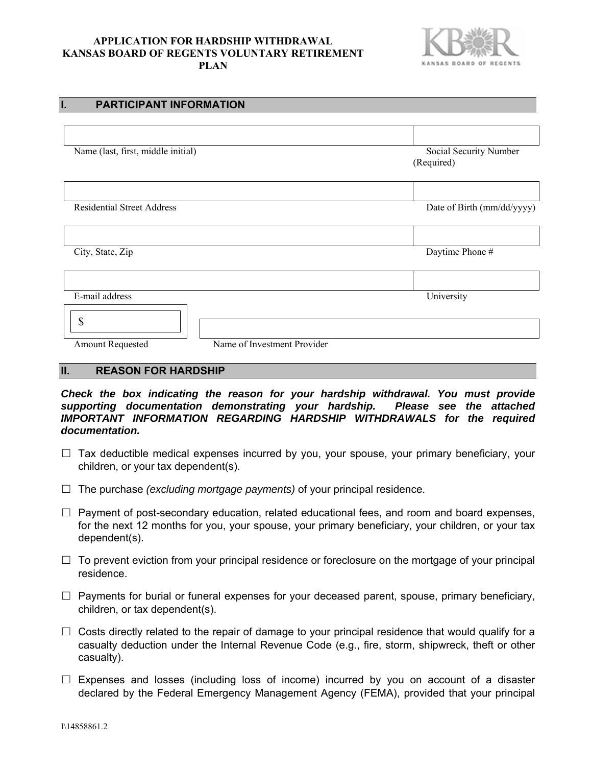**APPLICATION FOR HARDSHIP WITHDRAWAL**
**KANSAS BOARD OF REGENTS VOLUNTARY RETIREMENT PLAN**

## I. PARTICIPANT INFORMATION

| | |
|---|---|
| Name (last, first, middle initial) | Social Security Number (Required) |
| Residential Street Address | Date of Birth (mm/dd/yyyy) |
| City, State, Zip | Daytime Phone # |
| E-mail address | University |
| $ Amount Requested | Name of Investment Provider |

## II. REASON FOR HARDSHIP

***Check the box indicating the reason for your hardship withdrawal. You must provide supporting documentation demonstrating your hardship. Please see the attached IMPORTANT INFORMATION REGARDING HARDSHIP WITHDRAWALS for the required documentation.***

☐ Tax deductible medical expenses incurred by you, your spouse, your primary beneficiary, your children, or your tax dependent(s).

☐ The purchase *(excluding mortgage payments)* of your principal residence.

☐ Payment of post-secondary education, related educational fees, and room and board expenses, for the next 12 months for you, your spouse, your primary beneficiary, your children, or your tax dependent(s).

☐ To prevent eviction from your principal residence or foreclosure on the mortgage of your principal residence.

☐ Payments for burial or funeral expenses for your deceased parent, spouse, primary beneficiary, children, or tax dependent(s).

☐ Costs directly related to the repair of damage to your principal residence that would qualify for a casualty deduction under the Internal Revenue Code (e.g., fire, storm, shipwreck, theft or other casualty).

☐ Expenses and losses (including loss of income) incurred by you on account of a disaster declared by the Federal Emergency Management Agency (FEMA), provided that your principal

I\14858861.2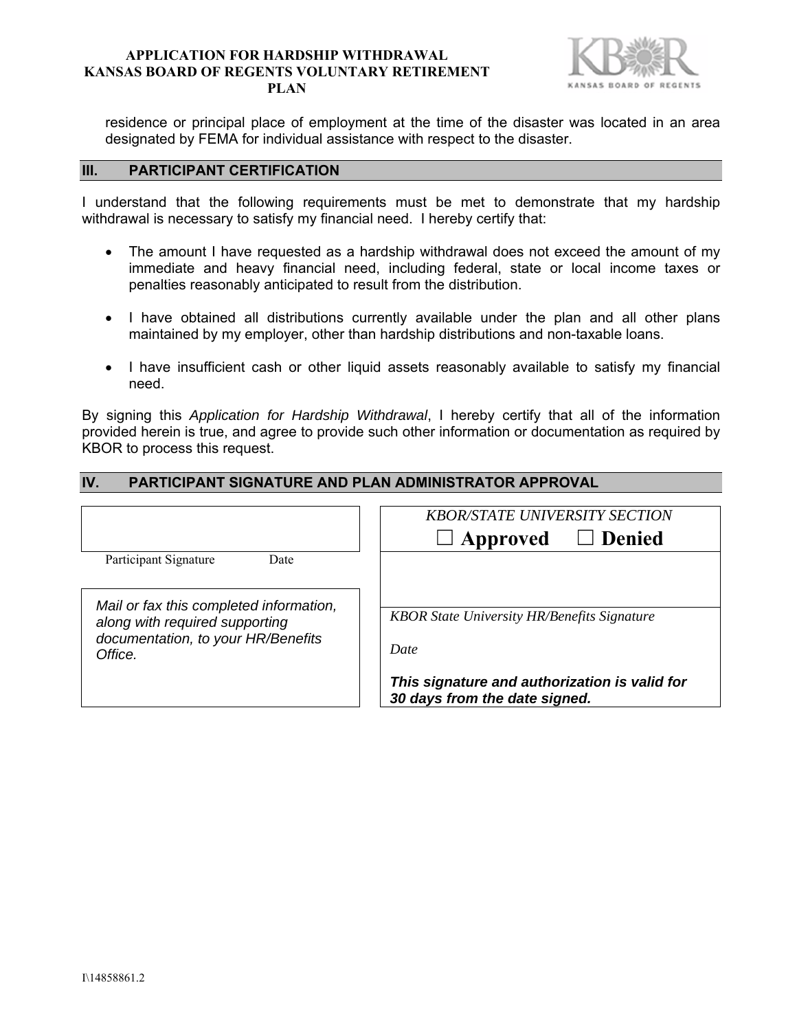residence or principal place of employment at the time of the disaster was located in an area designated by FEMA for individual assistance with respect to the disaster.

## III. PARTICIPANT CERTIFICATION

I understand that the following requirements must be met to demonstrate that my hardship withdrawal is necessary to satisfy my financial need. I hereby certify that:

- The amount I have requested as a hardship withdrawal does not exceed the amount of my immediate and heavy financial need, including federal, state or local income taxes or penalties reasonably anticipated to result from the distribution.
- I have obtained all distributions currently available under the plan and all other plans maintained by my employer, other than hardship distributions and non-taxable loans.
- I have insufficient cash or other liquid assets reasonably available to satisfy my financial need.

By signing this *Application for Hardship Withdrawal*, I hereby certify that all of the information provided herein is true, and agree to provide such other information or documentation as required by KBOR to process this request.

## IV. PARTICIPANT SIGNATURE AND PLAN ADMINISTRATOR APPROVAL

Participant Signature  Date

*Mail or fax this completed information, along with required supporting documentation, to your HR/Benefits Office.*

*KBOR/STATE UNIVERSITY SECTION*

☐ **Approved** ☐ **Denied**

*KBOR State University HR/Benefits Signature*

*Date*

***This signature and authorization is valid for 30 days from the date signed.***

I\14858861.2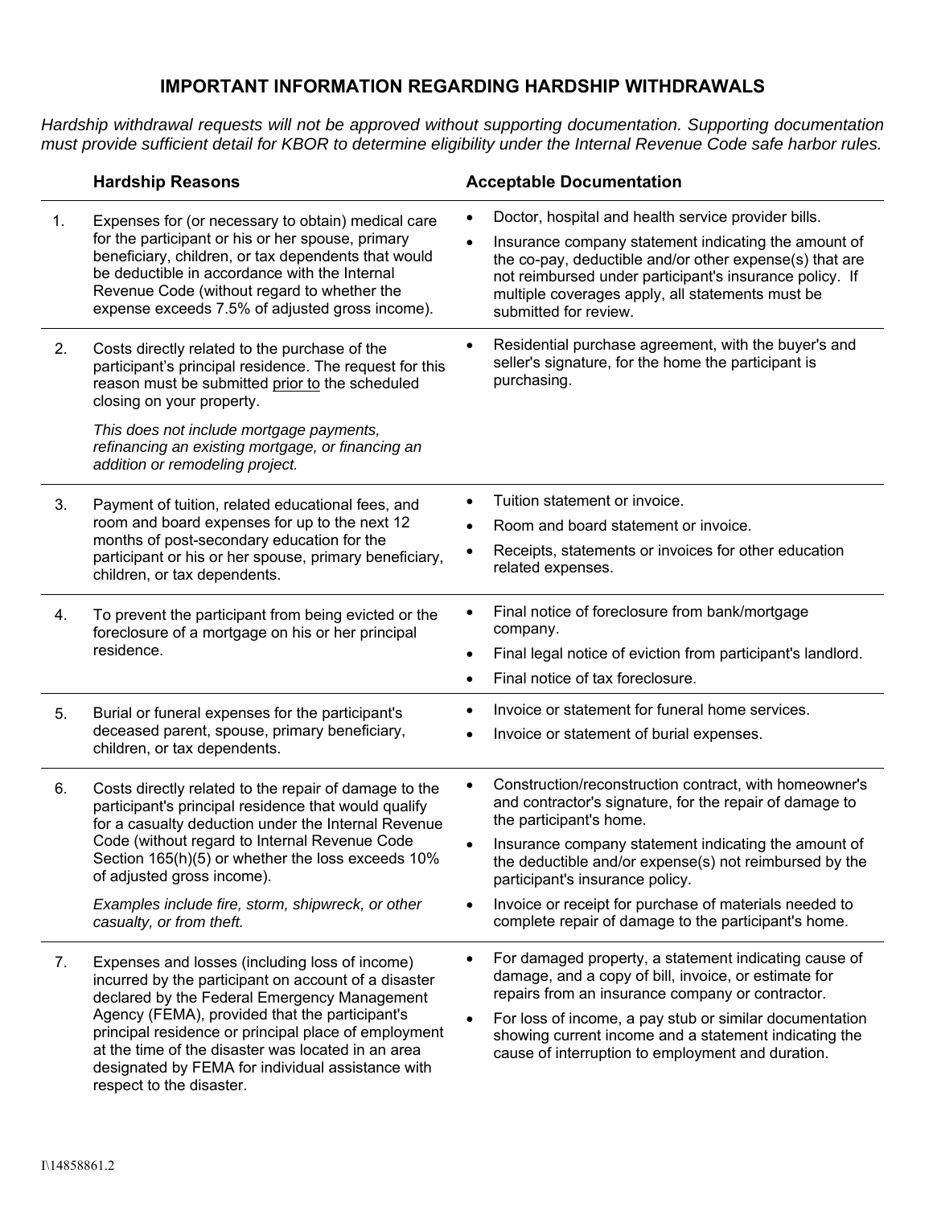## IMPORTANT INFORMATION REGARDING HARDSHIP WITHDRAWALS

*Hardship withdrawal requests will not be approved without supporting documentation. Supporting documentation must provide sufficient detail for KBOR to determine eligibility under the Internal Revenue Code safe harbor rules.*

| | Hardship Reasons | Acceptable Documentation |
|---|---|---|
| 1. | Expenses for (or necessary to obtain) medical care for the participant or his or her spouse, primary beneficiary, children, or tax dependents that would be deductible in accordance with the Internal Revenue Code (without regard to whether the expense exceeds 7.5% of adjusted gross income). | • Doctor, hospital and health service provider bills.<br>• Insurance company statement indicating the amount of the co-pay, deductible and/or other expense(s) that are not reimbursed under participant's insurance policy. If multiple coverages apply, all statements must be submitted for review. |
| 2. | Costs directly related to the purchase of the participant's principal residence. The request for this reason must be submitted <u>prior to</u> the scheduled closing on your property.<br><br>*This does not include mortgage payments, refinancing an existing mortgage, or financing an addition or remodeling project.* | • Residential purchase agreement, with the buyer's and seller's signature, for the home the participant is purchasing. |
| 3. | Payment of tuition, related educational fees, and room and board expenses for up to the next 12 months of post-secondary education for the participant or his or her spouse, primary beneficiary, children, or tax dependents. | • Tuition statement or invoice.<br>• Room and board statement or invoice.<br>• Receipts, statements or invoices for other education related expenses. |
| 4. | To prevent the participant from being evicted or the foreclosure of a mortgage on his or her principal residence. | • Final notice of foreclosure from bank/mortgage company.<br>• Final legal notice of eviction from participant's landlord.<br>• Final notice of tax foreclosure. |
| 5. | Burial or funeral expenses for the participant's deceased parent, spouse, primary beneficiary, children, or tax dependents. | • Invoice or statement for funeral home services.<br>• Invoice or statement of burial expenses. |
| 6. | Costs directly related to the repair of damage to the participant's principal residence that would qualify for a casualty deduction under the Internal Revenue Code (without regard to Internal Revenue Code Section 165(h)(5) or whether the loss exceeds 10% of adjusted gross income).<br><br>*Examples include fire, storm, shipwreck, or other casualty, or from theft.* | • Construction/reconstruction contract, with homeowner's and contractor's signature, for the repair of damage to the participant's home.<br>• Insurance company statement indicating the amount of the deductible and/or expense(s) not reimbursed by the participant's insurance policy.<br>• Invoice or receipt for purchase of materials needed to complete repair of damage to the participant's home. |
| 7. | Expenses and losses (including loss of income) incurred by the participant on account of a disaster declared by the Federal Emergency Management Agency (FEMA), provided that the participant's principal residence or principal place of employment at the time of the disaster was located in an area designated by FEMA for individual assistance with respect to the disaster. | • For damaged property, a statement indicating cause of damage, and a copy of bill, invoice, or estimate for repairs from an insurance company or contractor.<br>• For loss of income, a pay stub or similar documentation showing current income and a statement indicating the cause of interruption to employment and duration. |

I\14858861.2